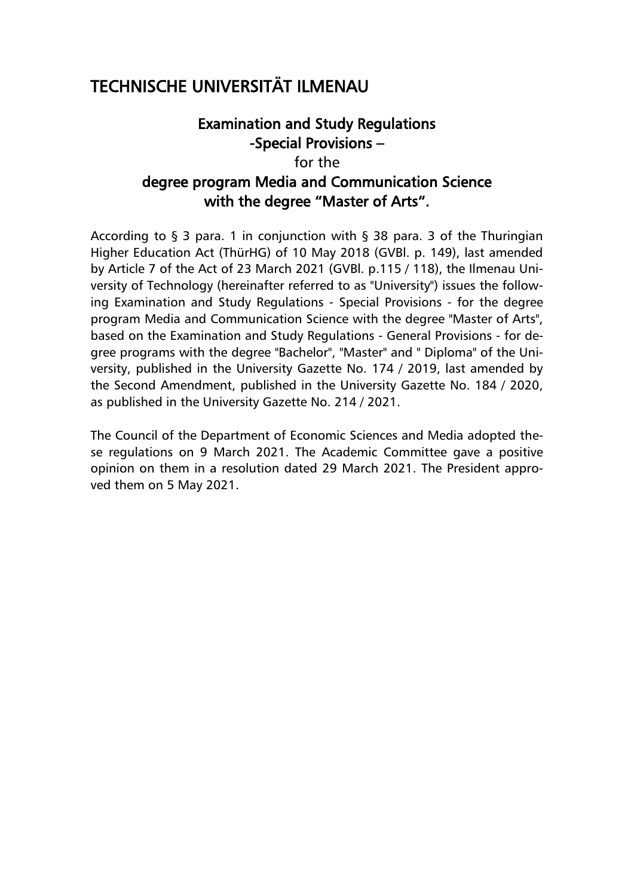# TECHNISCHE UNIVERSITÄT ILMENAU

## Examination and Study Regulations
## -Special Provisions –
## for the
## degree program Media and Communication Science with the degree "Master of Arts".

According to § 3 para. 1 in conjunction with § 38 para. 3 of the Thuringian Higher Education Act (ThürHG) of 10 May 2018 (GVBl. p. 149), last amended by Article 7 of the Act of 23 March 2021 (GVBl. p.115 / 118), the Ilmenau University of Technology (hereinafter referred to as "University") issues the following Examination and Study Regulations - Special Provisions - for the degree program Media and Communication Science with the degree "Master of Arts", based on the Examination and Study Regulations - General Provisions - for degree programs with the degree "Bachelor", "Master" and " Diploma" of the University, published in the University Gazette No. 174 / 2019, last amended by the Second Amendment, published in the University Gazette No. 184 / 2020, as published in the University Gazette No. 214 / 2021.

The Council of the Department of Economic Sciences and Media adopted these regulations on 9 March 2021. The Academic Committee gave a positive opinion on them in a resolution dated 29 March 2021. The President approved them on 5 May 2021.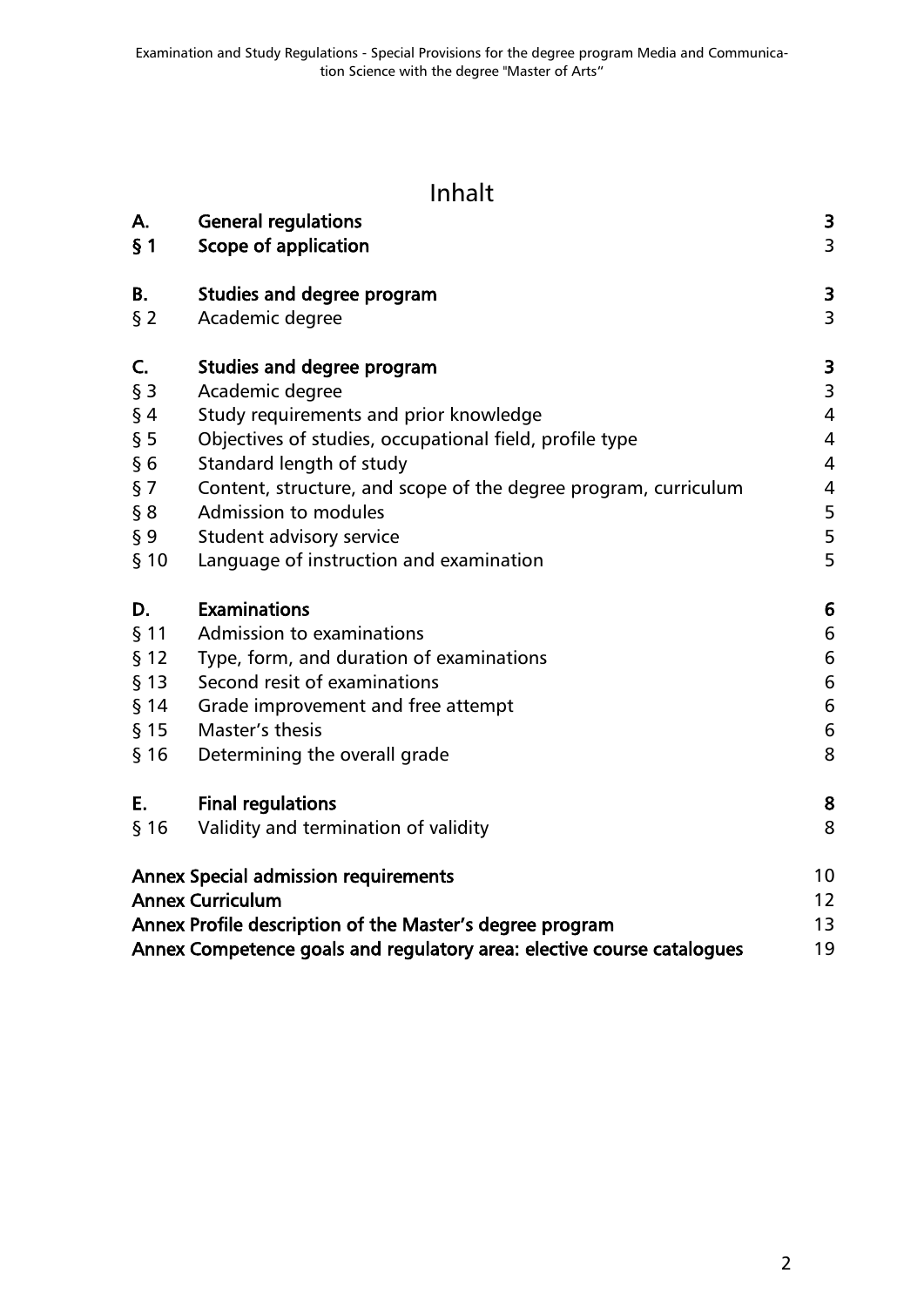# Inhalt

| | | |
|---|---|---|
| **A.** | **General regulations** | **3** |
| **§ 1** | **Scope of application** | 3 |
| | | |
| **B.** | **Studies and degree program** | **3** |
| § 2 | Academic degree | 3 |
| | | |
| **C.** | **Studies and degree program** | **3** |
| § 3 | Academic degree | 3 |
| § 4 | Study requirements and prior knowledge | 4 |
| § 5 | Objectives of studies, occupational field, profile type | 4 |
| § 6 | Standard length of study | 4 |
| § 7 | Content, structure, and scope of the degree program, curriculum | 4 |
| § 8 | Admission to modules | 5 |
| § 9 | Student advisory service | 5 |
| § 10 | Language of instruction and examination | 5 |
| | | |
| **D.** | **Examinations** | **6** |
| § 11 | Admission to examinations | 6 |
| § 12 | Type, form, and duration of examinations | 6 |
| § 13 | Second resit of examinations | 6 |
| § 14 | Grade improvement and free attempt | 6 |
| § 15 | Master's thesis | 6 |
| § 16 | Determining the overall grade | 8 |
| | | |
| **E.** | **Final regulations** | **8** |
| § 16 | Validity and termination of validity | 8 |
| | | |
| **Annex Special admission requirements** | | 10 |
| **Annex Curriculum** | | 12 |
| **Annex Profile description of the Master's degree program** | | 13 |
| **Annex Competence goals and regulatory area: elective course catalogues** | | 19 |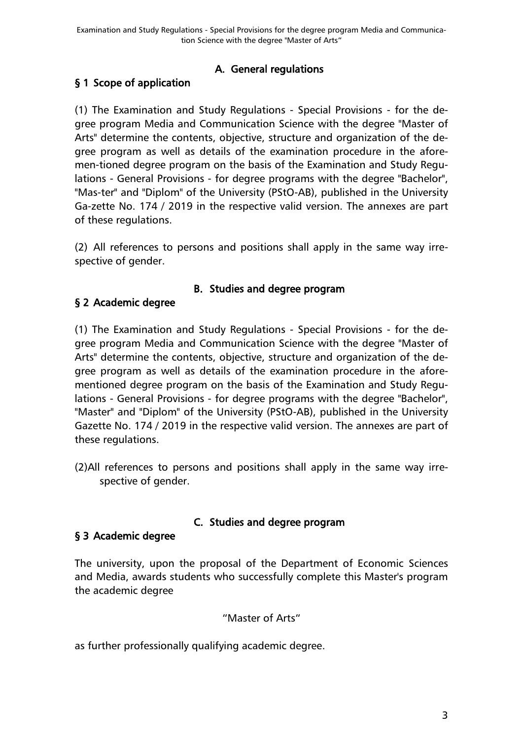## A. General regulations

### § 1 Scope of application

(1) The Examination and Study Regulations - Special Provisions - for the degree program Media and Communication Science with the degree "Master of Arts" determine the contents, objective, structure and organization of the degree program as well as details of the examination procedure in the afore-men-tioned degree program on the basis of the Examination and Study Regulations - General Provisions - for degree programs with the degree "Bachelor", "Mas-ter" and "Diplom" of the University (PStO-AB), published in the University Ga-zette No. 174 / 2019 in the respective valid version. The annexes are part of these regulations.

(2) All references to persons and positions shall apply in the same way irrespective of gender.

## B. Studies and degree program

### § 2 Academic degree

(1) The Examination and Study Regulations - Special Provisions - for the degree program Media and Communication Science with the degree "Master of Arts" determine the contents, objective, structure and organization of the degree program as well as details of the examination procedure in the aforementioned degree program on the basis of the Examination and Study Regulations - General Provisions - for degree programs with the degree "Bachelor", "Master" and "Diplom" of the University (PStO-AB), published in the University Gazette No. 174 / 2019 in the respective valid version. The annexes are part of these regulations.

(2)All references to persons and positions shall apply in the same way irrespective of gender.

## C. Studies and degree program

### § 3 Academic degree

The university, upon the proposal of the Department of Economic Sciences and Media, awards students who successfully complete this Master's program the academic degree

"Master of Arts"

as further professionally qualifying academic degree.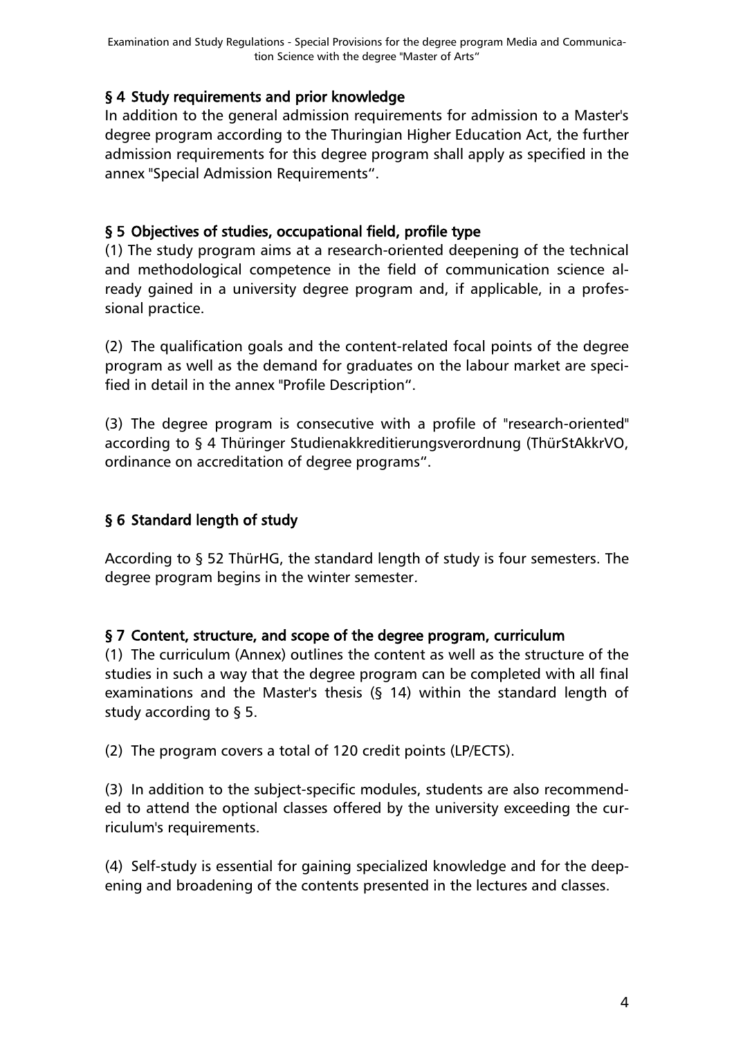## § 4 Study requirements and prior knowledge

In addition to the general admission requirements for admission to a Master's degree program according to the Thuringian Higher Education Act, the further admission requirements for this degree program shall apply as specified in the annex "Special Admission Requirements".

## § 5 Objectives of studies, occupational field, profile type

(1) The study program aims at a research-oriented deepening of the technical and methodological competence in the field of communication science already gained in a university degree program and, if applicable, in a professional practice.

(2) The qualification goals and the content-related focal points of the degree program as well as the demand for graduates on the labour market are specified in detail in the annex "Profile Description".

(3) The degree program is consecutive with a profile of "research-oriented" according to § 4 Thüringer Studienakkreditierungsverordnung (ThürStAkkrVO, ordinance on accreditation of degree programs".

## § 6 Standard length of study

According to § 52 ThürHG, the standard length of study is four semesters. The degree program begins in the winter semester.

## § 7 Content, structure, and scope of the degree program, curriculum

(1) The curriculum (Annex) outlines the content as well as the structure of the studies in such a way that the degree program can be completed with all final examinations and the Master's thesis (§ 14) within the standard length of study according to § 5.

(2) The program covers a total of 120 credit points (LP/ECTS).

(3) In addition to the subject-specific modules, students are also recommended to attend the optional classes offered by the university exceeding the curriculum's requirements.

(4) Self-study is essential for gaining specialized knowledge and for the deepening and broadening of the contents presented in the lectures and classes.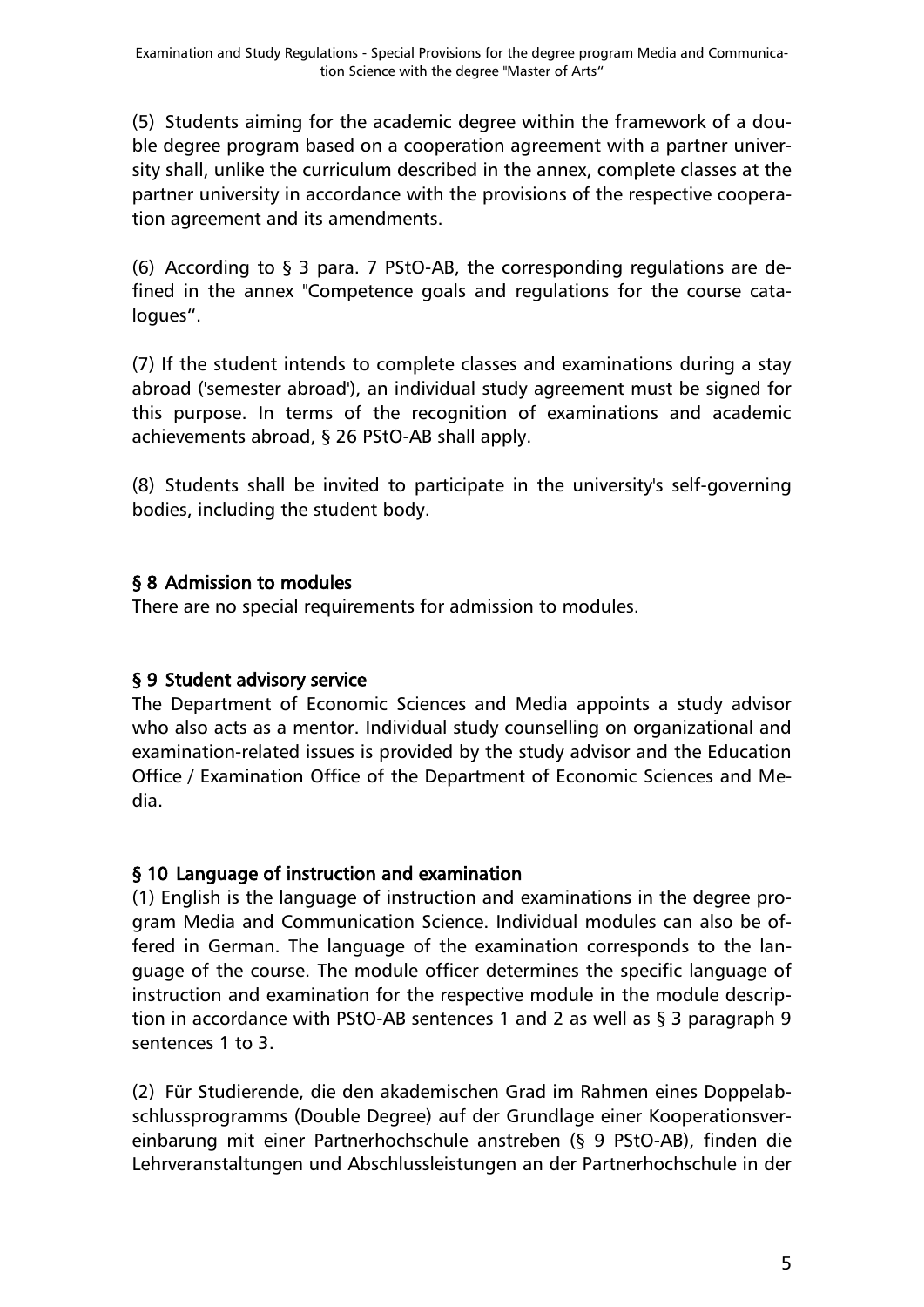(5) Students aiming for the academic degree within the framework of a double degree program based on a cooperation agreement with a partner university shall, unlike the curriculum described in the annex, complete classes at the partner university in accordance with the provisions of the respective cooperation agreement and its amendments.

(6) According to § 3 para. 7 PStO-AB, the corresponding regulations are defined in the annex "Competence goals and regulations for the course catalogues".

(7) If the student intends to complete classes and examinations during a stay abroad ('semester abroad'), an individual study agreement must be signed for this purpose. In terms of the recognition of examinations and academic achievements abroad, § 26 PStO-AB shall apply.

(8) Students shall be invited to participate in the university's self-governing bodies, including the student body.

## § 8 Admission to modules

There are no special requirements for admission to modules.

## § 9 Student advisory service

The Department of Economic Sciences and Media appoints a study advisor who also acts as a mentor. Individual study counselling on organizational and examination-related issues is provided by the study advisor and the Education Office / Examination Office of the Department of Economic Sciences and Media.

## § 10 Language of instruction and examination

(1) English is the language of instruction and examinations in the degree program Media and Communication Science. Individual modules can also be offered in German. The language of the examination corresponds to the language of the course. The module officer determines the specific language of instruction and examination for the respective module in the module description in accordance with PStO-AB sentences 1 and 2 as well as § 3 paragraph 9 sentences 1 to 3.

(2) Für Studierende, die den akademischen Grad im Rahmen eines Doppelabschlussprogramms (Double Degree) auf der Grundlage einer Kooperationsvereinbarung mit einer Partnerhochschule anstreben (§ 9 PStO-AB), finden die Lehrveranstaltungen und Abschlussleistungen an der Partnerhochschule in der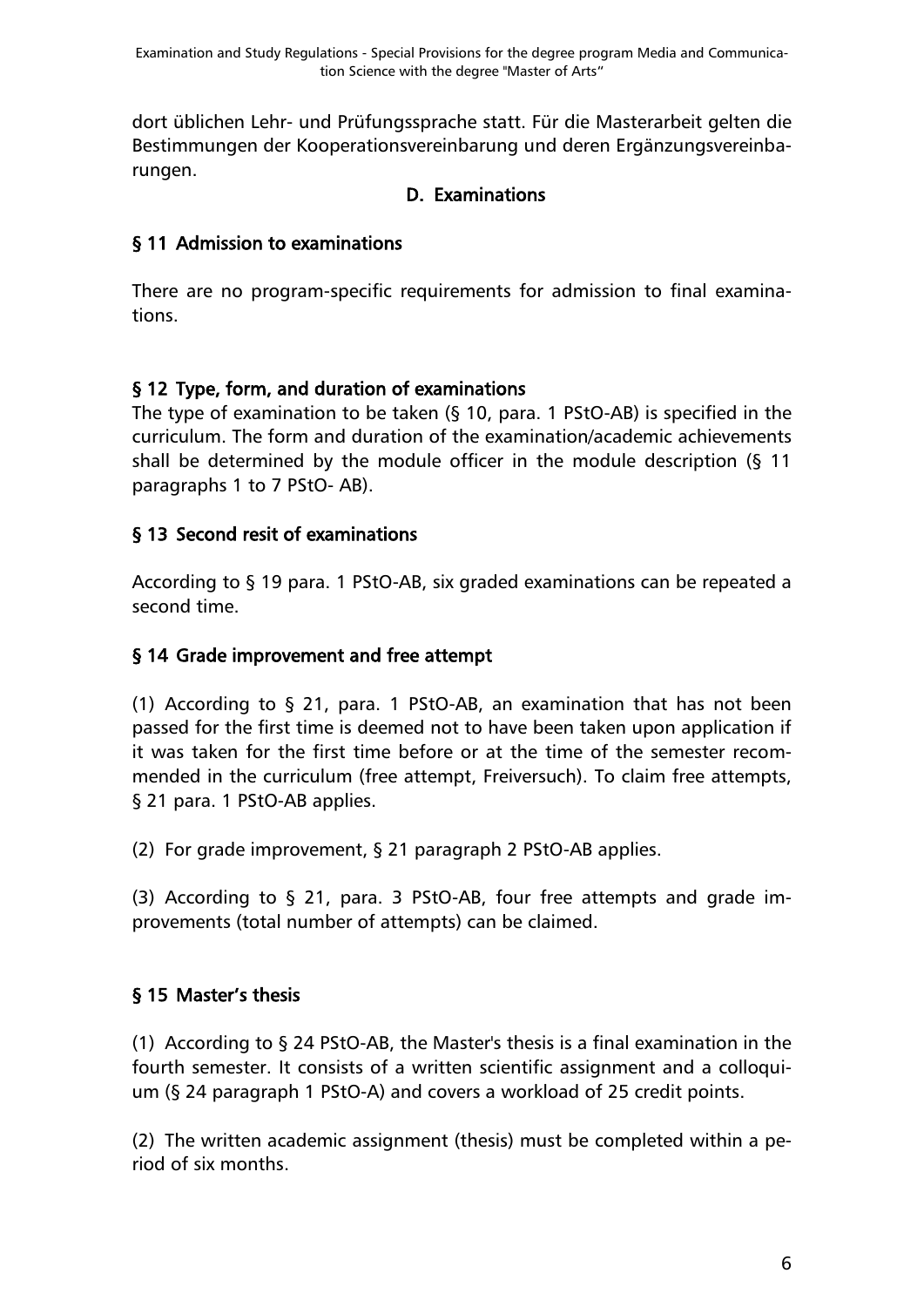dort üblichen Lehr- und Prüfungssprache statt. Für die Masterarbeit gelten die Bestimmungen der Kooperationsvereinbarung und deren Ergänzungsvereinbarungen.

## D. Examinations

### § 11 Admission to examinations

There are no program-specific requirements for admission to final examinations.

### § 12 Type, form, and duration of examinations

The type of examination to be taken (§ 10, para. 1 PStO-AB) is specified in the curriculum. The form and duration of the examination/academic achievements shall be determined by the module officer in the module description (§ 11 paragraphs 1 to 7 PStO- AB).

### § 13 Second resit of examinations

According to § 19 para. 1 PStO-AB, six graded examinations can be repeated a second time.

### § 14 Grade improvement and free attempt

(1) According to § 21, para. 1 PStO-AB, an examination that has not been passed for the first time is deemed not to have been taken upon application if it was taken for the first time before or at the time of the semester recommended in the curriculum (free attempt, Freiversuch). To claim free attempts, § 21 para. 1 PStO-AB applies.

(2) For grade improvement, § 21 paragraph 2 PStO-AB applies.

(3) According to § 21, para. 3 PStO-AB, four free attempts and grade improvements (total number of attempts) can be claimed.

### § 15 Master's thesis

(1) According to § 24 PStO-AB, the Master's thesis is a final examination in the fourth semester. It consists of a written scientific assignment and a colloquium (§ 24 paragraph 1 PStO-A) and covers a workload of 25 credit points.

(2) The written academic assignment (thesis) must be completed within a period of six months.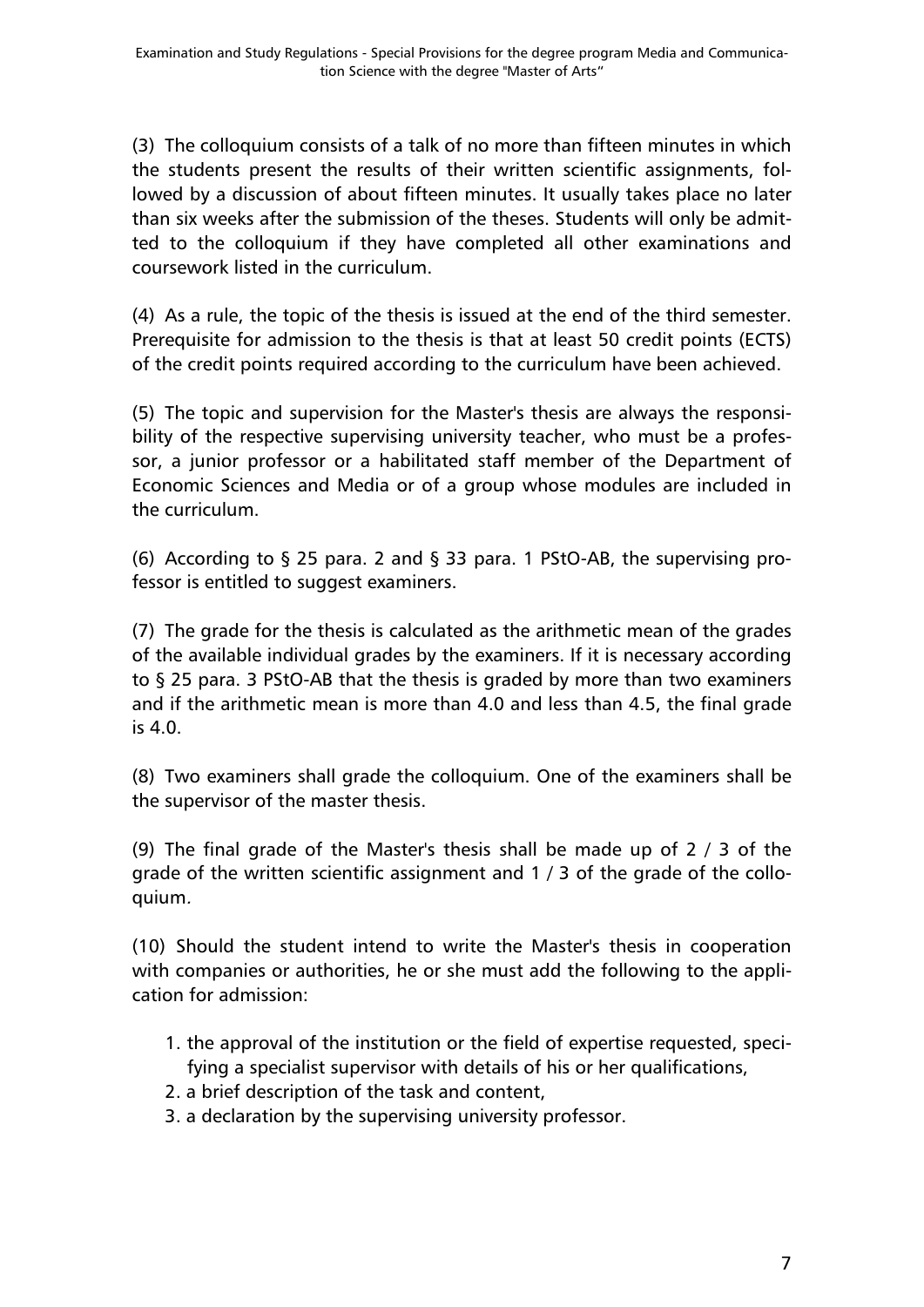(3) The colloquium consists of a talk of no more than fifteen minutes in which the students present the results of their written scientific assignments, followed by a discussion of about fifteen minutes. It usually takes place no later than six weeks after the submission of the theses. Students will only be admitted to the colloquium if they have completed all other examinations and coursework listed in the curriculum.

(4) As a rule, the topic of the thesis is issued at the end of the third semester. Prerequisite for admission to the thesis is that at least 50 credit points (ECTS) of the credit points required according to the curriculum have been achieved.

(5) The topic and supervision for the Master's thesis are always the responsibility of the respective supervising university teacher, who must be a professor, a junior professor or a habilitated staff member of the Department of Economic Sciences and Media or of a group whose modules are included in the curriculum.

(6) According to § 25 para. 2 and § 33 para. 1 PStO-AB, the supervising professor is entitled to suggest examiners.

(7) The grade for the thesis is calculated as the arithmetic mean of the grades of the available individual grades by the examiners. If it is necessary according to § 25 para. 3 PStO-AB that the thesis is graded by more than two examiners and if the arithmetic mean is more than 4.0 and less than 4.5, the final grade is 4.0.

(8) Two examiners shall grade the colloquium. One of the examiners shall be the supervisor of the master thesis.

(9) The final grade of the Master's thesis shall be made up of 2 / 3 of the grade of the written scientific assignment and 1 / 3 of the grade of the colloquium.

(10) Should the student intend to write the Master's thesis in cooperation with companies or authorities, he or she must add the following to the application for admission:

1. the approval of the institution or the field of expertise requested, specifying a specialist supervisor with details of his or her qualifications,
2. a brief description of the task and content,
3. a declaration by the supervising university professor.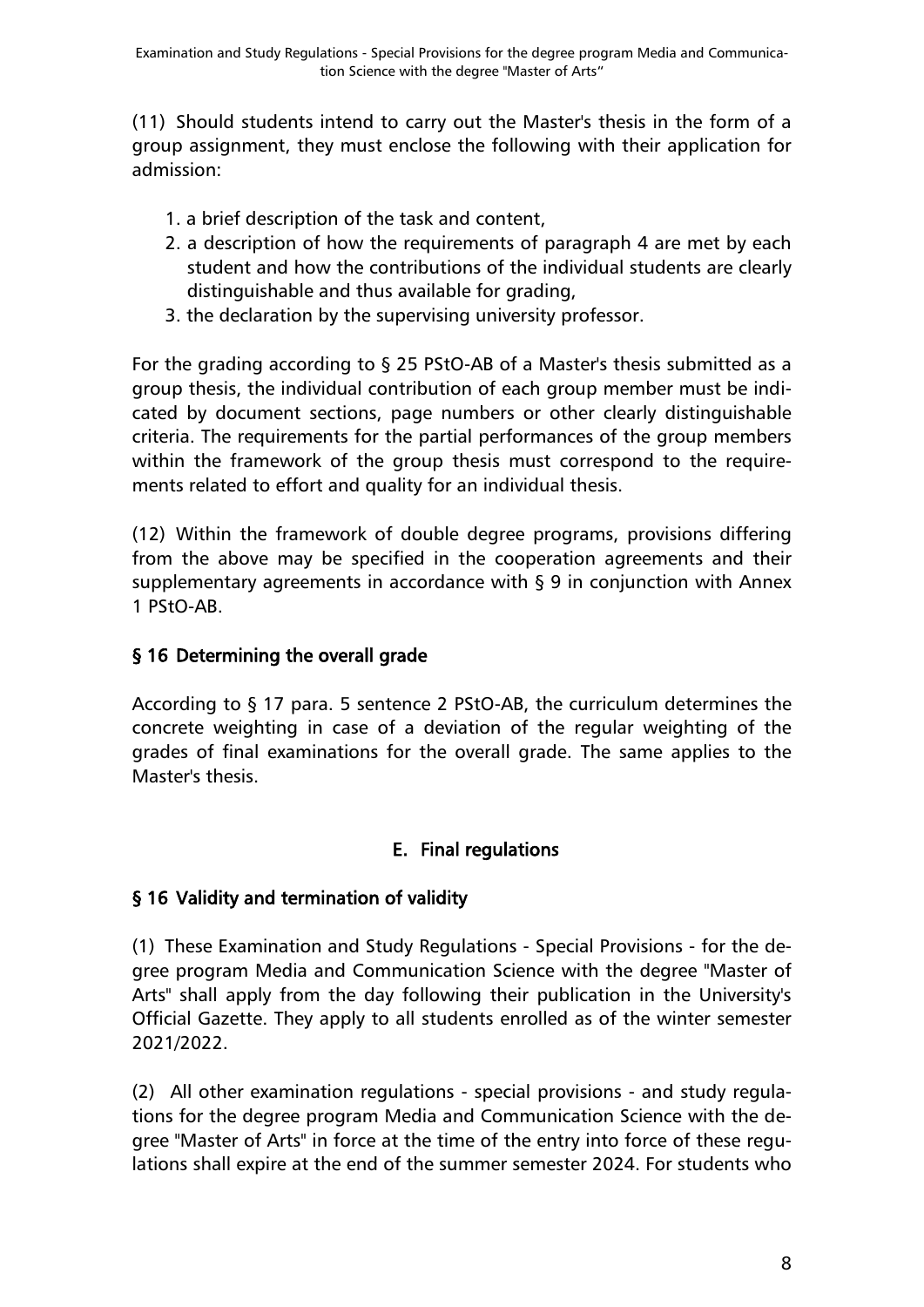(11) Should students intend to carry out the Master's thesis in the form of a group assignment, they must enclose the following with their application for admission:

1. a brief description of the task and content,
2. a description of how the requirements of paragraph 4 are met by each student and how the contributions of the individual students are clearly distinguishable and thus available for grading,
3. the declaration by the supervising university professor.

For the grading according to § 25 PStO-AB of a Master's thesis submitted as a group thesis, the individual contribution of each group member must be indicated by document sections, page numbers or other clearly distinguishable criteria. The requirements for the partial performances of the group members within the framework of the group thesis must correspond to the requirements related to effort and quality for an individual thesis.

(12) Within the framework of double degree programs, provisions differing from the above may be specified in the cooperation agreements and their supplementary agreements in accordance with § 9 in conjunction with Annex 1 PStO-AB.

### § 16 Determining the overall grade

According to § 17 para. 5 sentence 2 PStO-AB, the curriculum determines the concrete weighting in case of a deviation of the regular weighting of the grades of final examinations for the overall grade. The same applies to the Master's thesis.

## E. Final regulations

### § 16 Validity and termination of validity

(1) These Examination and Study Regulations - Special Provisions - for the degree program Media and Communication Science with the degree "Master of Arts" shall apply from the day following their publication in the University's Official Gazette. They apply to all students enrolled as of the winter semester 2021/2022.

(2) All other examination regulations - special provisions - and study regulations for the degree program Media and Communication Science with the degree "Master of Arts" in force at the time of the entry into force of these regulations shall expire at the end of the summer semester 2024. For students who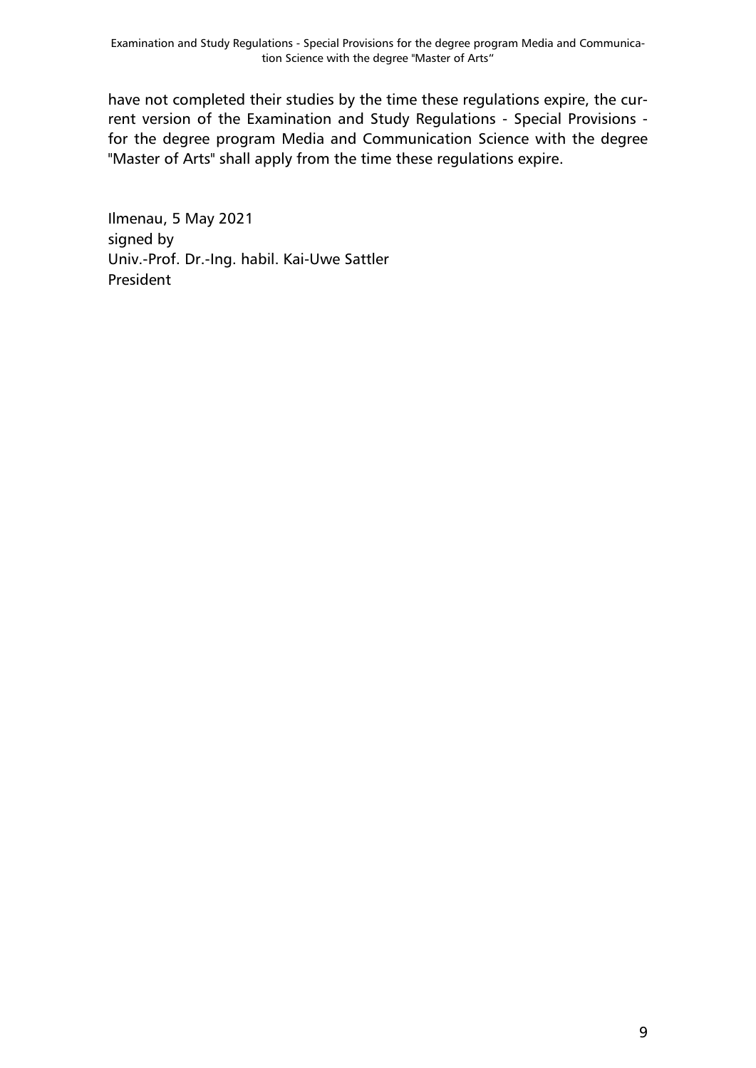have not completed their studies by the time these regulations expire, the current version of the Examination and Study Regulations - Special Provisions - for the degree program Media and Communication Science with the degree "Master of Arts" shall apply from the time these regulations expire.

Ilmenau, 5 May 2021
signed by
Univ.-Prof. Dr.-Ing. habil. Kai-Uwe Sattler
President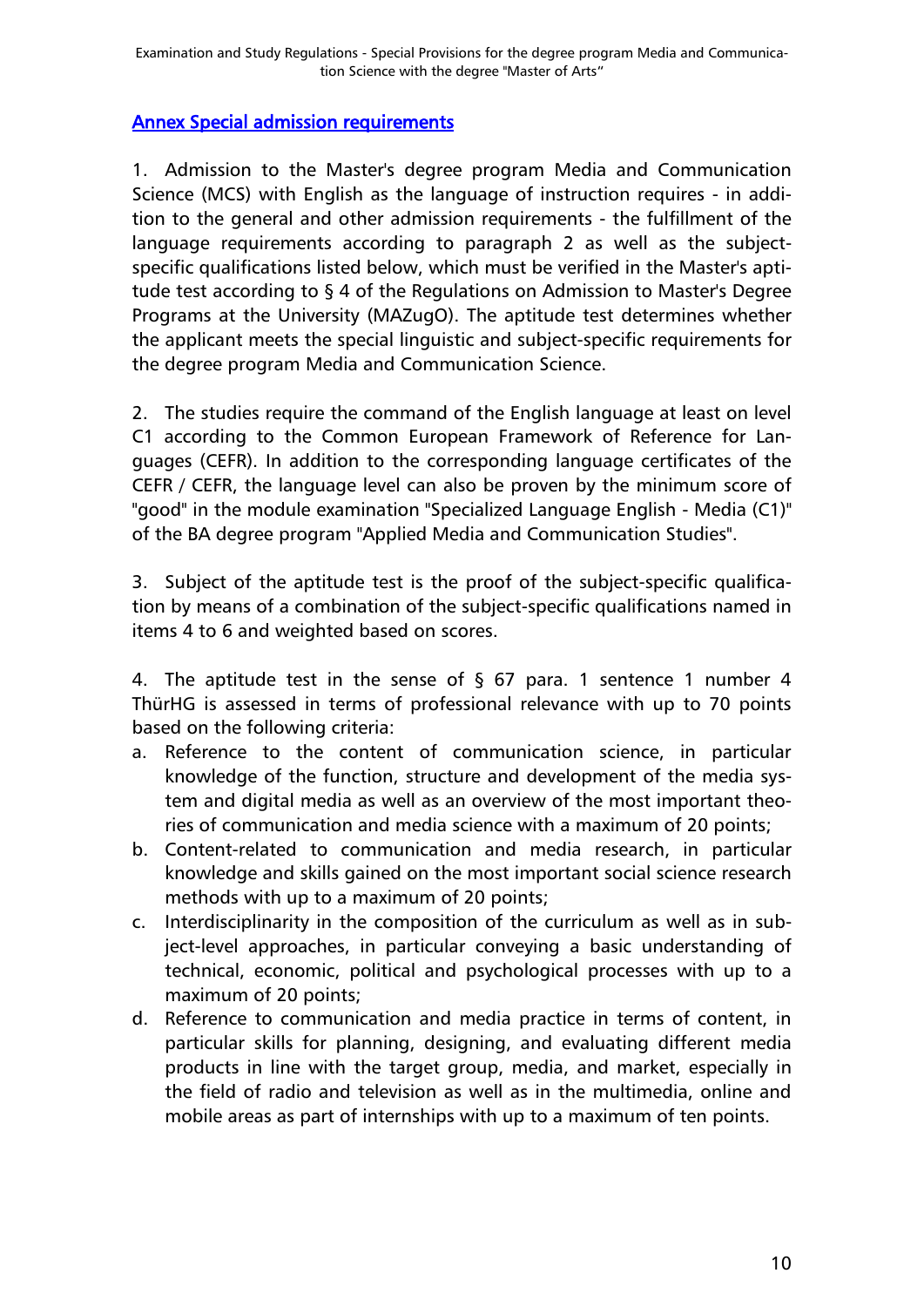## Annex Special admission requirements

1. Admission to the Master's degree program Media and Communication Science (MCS) with English as the language of instruction requires - in addition to the general and other admission requirements - the fulfillment of the language requirements according to paragraph 2 as well as the subject-specific qualifications listed below, which must be verified in the Master's aptitude test according to § 4 of the Regulations on Admission to Master's Degree Programs at the University (MAZugO). The aptitude test determines whether the applicant meets the special linguistic and subject-specific requirements for the degree program Media and Communication Science.

2. The studies require the command of the English language at least on level C1 according to the Common European Framework of Reference for Languages (CEFR). In addition to the corresponding language certificates of the CEFR / CEFR, the language level can also be proven by the minimum score of "good" in the module examination "Specialized Language English - Media (C1)" of the BA degree program "Applied Media and Communication Studies".

3. Subject of the aptitude test is the proof of the subject-specific qualification by means of a combination of the subject-specific qualifications named in items 4 to 6 and weighted based on scores.

4. The aptitude test in the sense of § 67 para. 1 sentence 1 number 4 ThürHG is assessed in terms of professional relevance with up to 70 points based on the following criteria:

a. Reference to the content of communication science, in particular knowledge of the function, structure and development of the media system and digital media as well as an overview of the most important theories of communication and media science with a maximum of 20 points;
b. Content-related to communication and media research, in particular knowledge and skills gained on the most important social science research methods with up to a maximum of 20 points;
c. Interdisciplinarity in the composition of the curriculum as well as in subject-level approaches, in particular conveying a basic understanding of technical, economic, political and psychological processes with up to a maximum of 20 points;
d. Reference to communication and media practice in terms of content, in particular skills for planning, designing, and evaluating different media products in line with the target group, media, and market, especially in the field of radio and television as well as in the multimedia, online and mobile areas as part of internships with up to a maximum of ten points.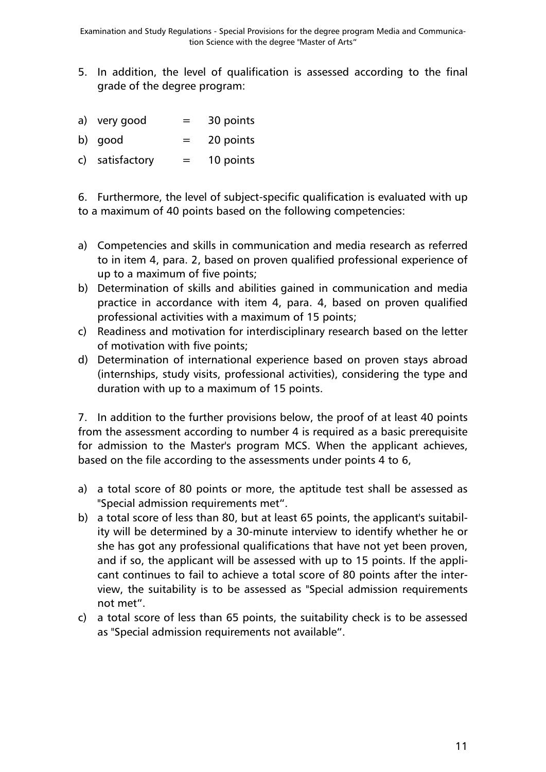5. In addition, the level of qualification is assessed according to the final grade of the degree program:

a) very good = 30 points
b) good = 20 points
c) satisfactory = 10 points

6. Furthermore, the level of subject-specific qualification is evaluated with up to a maximum of 40 points based on the following competencies:

a) Competencies and skills in communication and media research as referred to in item 4, para. 2, based on proven qualified professional experience of up to a maximum of five points;
b) Determination of skills and abilities gained in communication and media practice in accordance with item 4, para. 4, based on proven qualified professional activities with a maximum of 15 points;
c) Readiness and motivation for interdisciplinary research based on the letter of motivation with five points;
d) Determination of international experience based on proven stays abroad (internships, study visits, professional activities), considering the type and duration with up to a maximum of 15 points.

7. In addition to the further provisions below, the proof of at least 40 points from the assessment according to number 4 is required as a basic prerequisite for admission to the Master's program MCS. When the applicant achieves, based on the file according to the assessments under points 4 to 6,

a) a total score of 80 points or more, the aptitude test shall be assessed as "Special admission requirements met".
b) a total score of less than 80, but at least 65 points, the applicant's suitability will be determined by a 30-minute interview to identify whether he or she has got any professional qualifications that have not yet been proven, and if so, the applicant will be assessed with up to 15 points. If the applicant continues to fail to achieve a total score of 80 points after the interview, the suitability is to be assessed as "Special admission requirements not met".
c) a total score of less than 65 points, the suitability check is to be assessed as "Special admission requirements not available".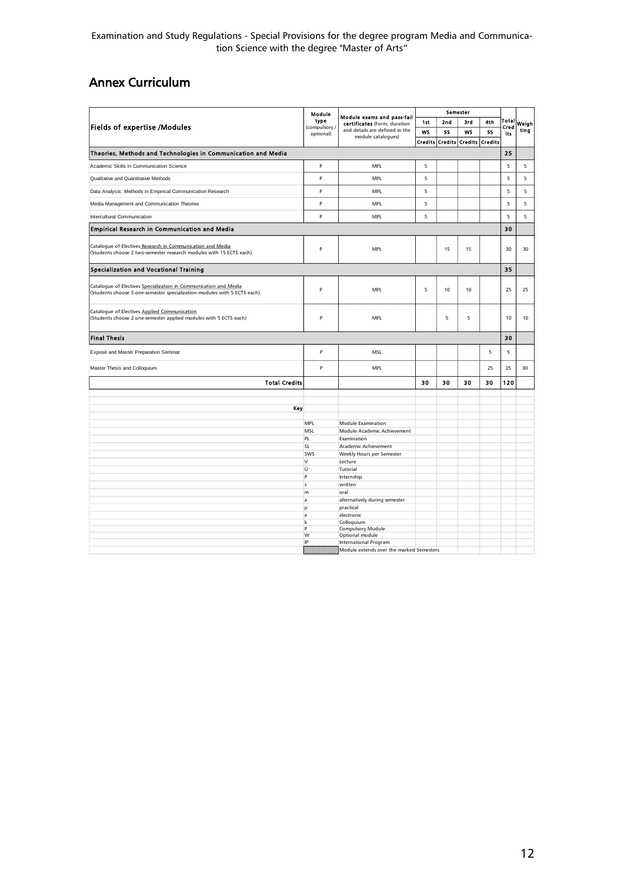Examination and Study Regulations - Special Provisions for the degree program Media and Communication Science with the degree "Master of Arts"

## Annex Curriculum

| Fields of expertise /Modules | Module type (compulsory / optional) | Module exams and pass-fail certificates (Form, duration and details are defined in the module catalogues) | Semester | | | | Total Credits | Weighting |
|---|---|---|---|---|---|---|---|---|
| | | | 1st | 2nd | 3rd | 4th | | |
| | | | WS | SS | WS | SS | | |
| | | | Credits | Credits | Credits | Credits | | |
| **Theories, Methods and Technologies in Communication and Media** | | | | | | | **25** | |
| Academic Skills in Communication Science | P | MPL | 5 | | | | 5 | 5 |
| Qualitative and Quantitative Methods | P | MPL | 5 | | | | 5 | 5 |
| Data Analysis: Methods in Empirical Communication Research | P | MPL | 5 | | | | 5 | 5 |
| Media Management and Communication Theories | P | MPL | 5 | | | | 5 | 5 |
| Intercultural Communication | P | MPL | 5 | | | | 5 | 5 |
| **Empirical Research in Communication and Media** | | | | | | | **30** | |
| Catalogue of Electives Research in Communication and Media (Students choose 2 two-semester research modules with 15 ECTS each) | P | MPL | | 15 | 15 | | 30 | 30 |
| **Specialization and Vocational Training** | | | | | | | **35** | |
| Catalogue of Electives Specialization in Communication and Media (Students choose 5 one-semester specialization modules with 5 ECTS each) | P | MPL | 5 | 10 | 10 | | 25 | 25 |
| Catalogue of Electives Applied Communication (Students choose 2 one-semester applied modules with 5 ECTS each) | P | MPL | | 5 | 5 | | 10 | 10 |
| **Final Thesis** | | | | | | | **30** | |
| Exposé and Master Preparation Seminar | P | MSL | | | | 5 | 5 | |
| Master Thesis and Colloquium | P | MPL | | | | 25 | 25 | 30 |
| **Total Credits** | | | **30** | **30** | **30** | **30** | **120** | |

**Key**

| Abbreviation | Meaning |
|---|---|
| MPL | Module Examination |
| MSL | Module Academic Achievement |
| PL | Examination |
| SL | Academic Achievement |
| SWS | Weekly Hours per Semester |
| V | Lecture |
| Ü | Tutorial |
| P | Internship |
| s | written |
| m | oral |
| a | alternatively during semester |
| p | practical |
| e | electronic |
| k | Colloquium |
| P | Compulsory Module |
| W | Optional module |
| IP | International Program |
| (hatched) | Module extends over the marked Semesters |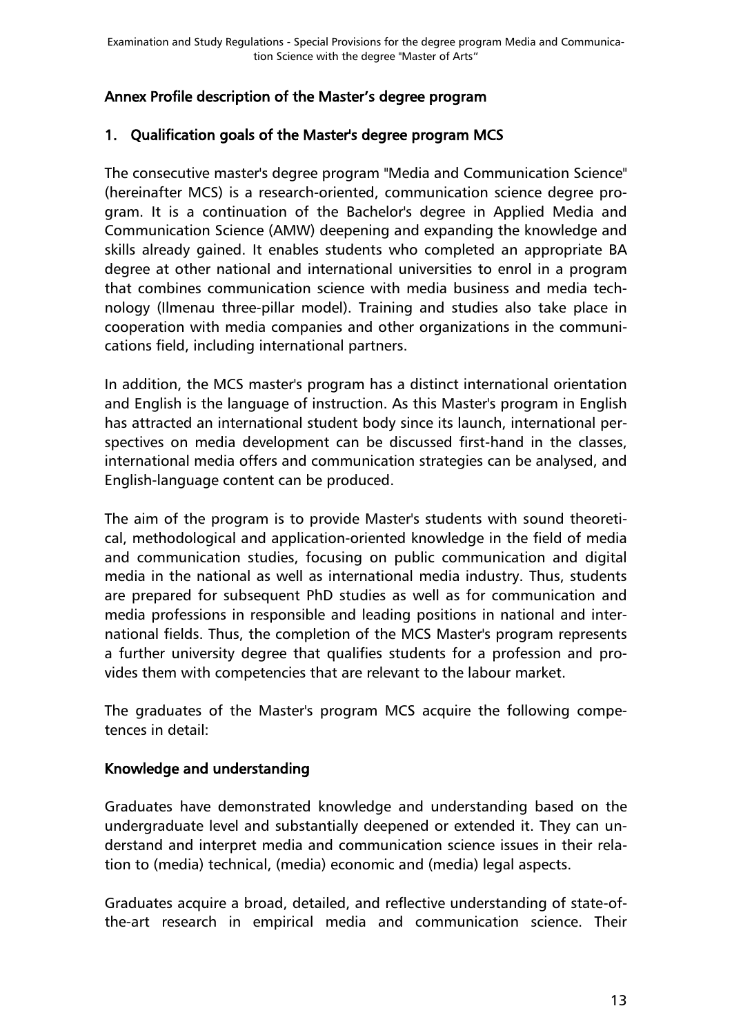## Annex Profile description of the Master's degree program

### 1. Qualification goals of the Master's degree program MCS

The consecutive master's degree program "Media and Communication Science" (hereinafter MCS) is a research-oriented, communication science degree program. It is a continuation of the Bachelor's degree in Applied Media and Communication Science (AMW) deepening and expanding the knowledge and skills already gained. It enables students who completed an appropriate BA degree at other national and international universities to enrol in a program that combines communication science with media business and media technology (Ilmenau three-pillar model). Training and studies also take place in cooperation with media companies and other organizations in the communications field, including international partners.

In addition, the MCS master's program has a distinct international orientation and English is the language of instruction. As this Master's program in English has attracted an international student body since its launch, international perspectives on media development can be discussed first-hand in the classes, international media offers and communication strategies can be analysed, and English-language content can be produced.

The aim of the program is to provide Master's students with sound theoretical, methodological and application-oriented knowledge in the field of media and communication studies, focusing on public communication and digital media in the national as well as international media industry. Thus, students are prepared for subsequent PhD studies as well as for communication and media professions in responsible and leading positions in national and international fields. Thus, the completion of the MCS Master's program represents a further university degree that qualifies students for a profession and provides them with competencies that are relevant to the labour market.

The graduates of the Master's program MCS acquire the following competences in detail:

#### Knowledge and understanding

Graduates have demonstrated knowledge and understanding based on the undergraduate level and substantially deepened or extended it. They can understand and interpret media and communication science issues in their relation to (media) technical, (media) economic and (media) legal aspects.

Graduates acquire a broad, detailed, and reflective understanding of state-of-the-art research in empirical media and communication science. Their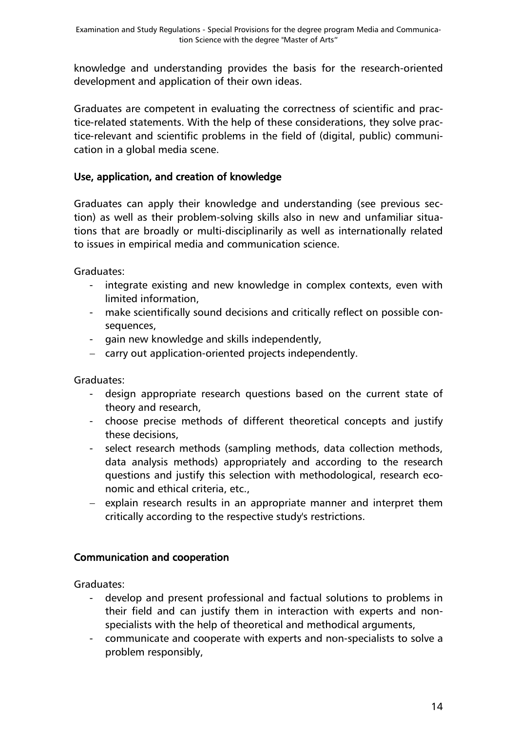knowledge and understanding provides the basis for the research-oriented development and application of their own ideas.

Graduates are competent in evaluating the correctness of scientific and practice-related statements. With the help of these considerations, they solve practice-relevant and scientific problems in the field of (digital, public) communication in a global media scene.

### Use, application, and creation of knowledge

Graduates can apply their knowledge and understanding (see previous section) as well as their problem-solving skills also in new and unfamiliar situations that are broadly or multi-disciplinarily as well as internationally related to issues in empirical media and communication science.

Graduates:

- integrate existing and new knowledge in complex contexts, even with limited information,
- make scientifically sound decisions and critically reflect on possible consequences,
- gain new knowledge and skills independently,
- carry out application-oriented projects independently.

Graduates:

- design appropriate research questions based on the current state of theory and research,
- choose precise methods of different theoretical concepts and justify these decisions,
- select research methods (sampling methods, data collection methods, data analysis methods) appropriately and according to the research questions and justify this selection with methodological, research economic and ethical criteria, etc.,
- explain research results in an appropriate manner and interpret them critically according to the respective study's restrictions.

### Communication and cooperation

Graduates:

- develop and present professional and factual solutions to problems in their field and can justify them in interaction with experts and non-specialists with the help of theoretical and methodical arguments,
- communicate and cooperate with experts and non-specialists to solve a problem responsibly,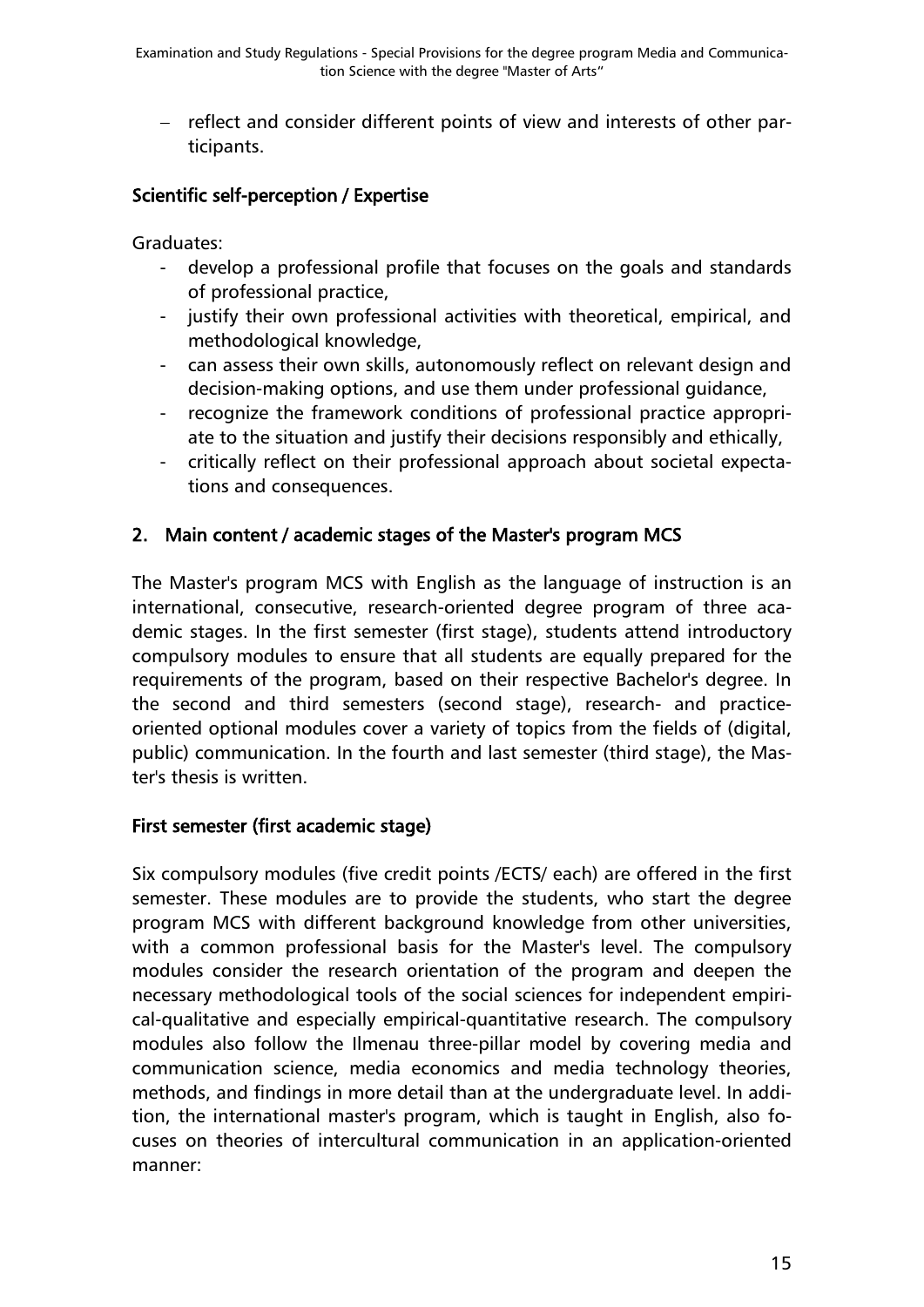- reflect and consider different points of view and interests of other participants.

### Scientific self-perception / Expertise

Graduates:

- develop a professional profile that focuses on the goals and standards of professional practice,
- justify their own professional activities with theoretical, empirical, and methodological knowledge,
- can assess their own skills, autonomously reflect on relevant design and decision-making options, and use them under professional guidance,
- recognize the framework conditions of professional practice appropriate to the situation and justify their decisions responsibly and ethically,
- critically reflect on their professional approach about societal expectations and consequences.

## 2. Main content / academic stages of the Master's program MCS

The Master's program MCS with English as the language of instruction is an international, consecutive, research-oriented degree program of three academic stages. In the first semester (first stage), students attend introductory compulsory modules to ensure that all students are equally prepared for the requirements of the program, based on their respective Bachelor's degree. In the second and third semesters (second stage), research- and practice-oriented optional modules cover a variety of topics from the fields of (digital, public) communication. In the fourth and last semester (third stage), the Master's thesis is written.

### First semester (first academic stage)

Six compulsory modules (five credit points /ECTS/ each) are offered in the first semester. These modules are to provide the students, who start the degree program MCS with different background knowledge from other universities, with a common professional basis for the Master's level. The compulsory modules consider the research orientation of the program and deepen the necessary methodological tools of the social sciences for independent empirical-qualitative and especially empirical-quantitative research. The compulsory modules also follow the Ilmenau three-pillar model by covering media and communication science, media economics and media technology theories, methods, and findings in more detail than at the undergraduate level. In addition, the international master's program, which is taught in English, also focuses on theories of intercultural communication in an application-oriented manner: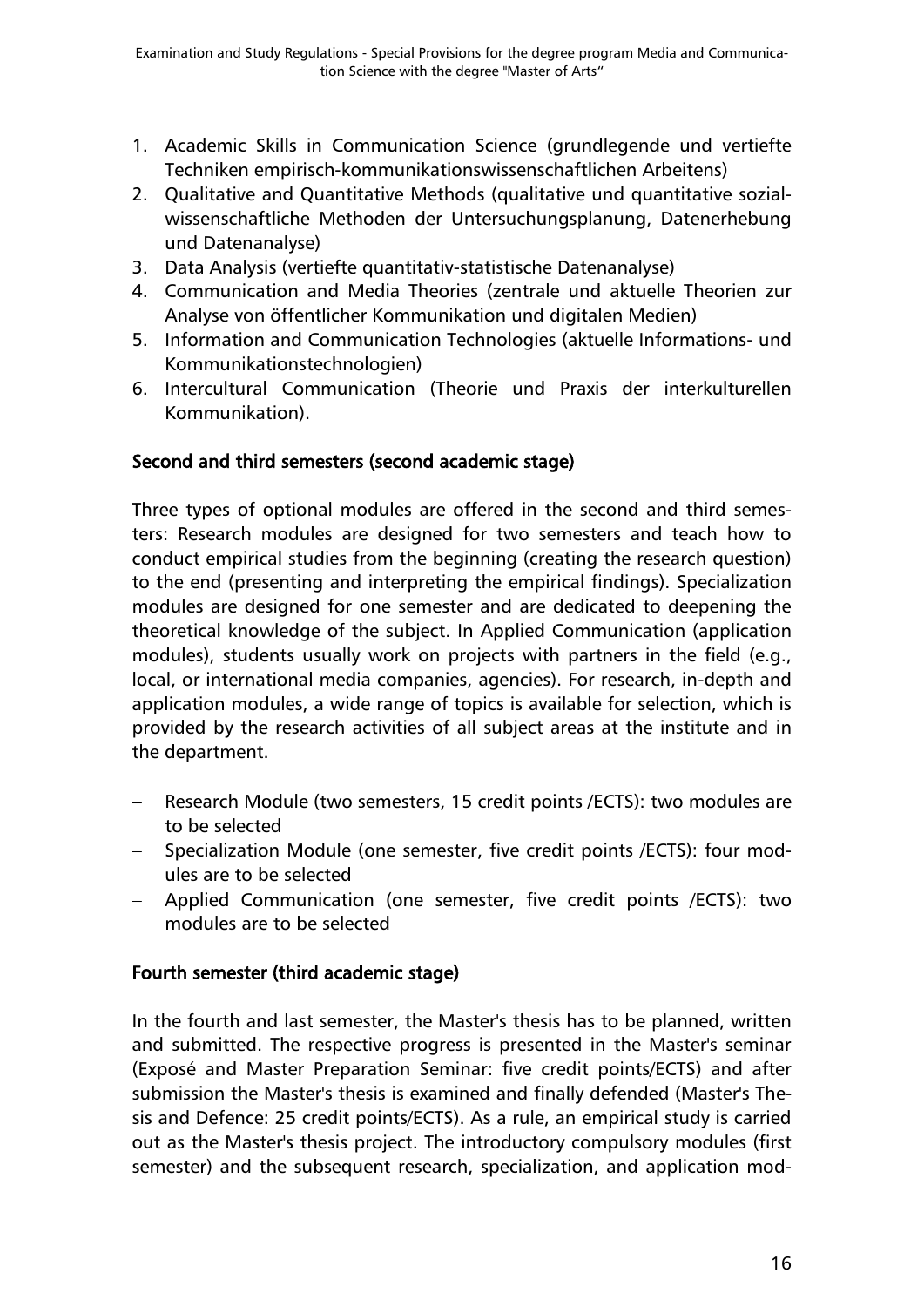1. Academic Skills in Communication Science (grundlegende und vertiefte Techniken empirisch-kommunikationswissenschaftlichen Arbeitens)
2. Qualitative and Quantitative Methods (qualitative und quantitative sozialwissenschaftliche Methoden der Untersuchungsplanung, Datenerhebung und Datenanalyse)
3. Data Analysis (vertiefte quantitativ-statistische Datenanalyse)
4. Communication and Media Theories (zentrale und aktuelle Theorien zur Analyse von öffentlicher Kommunikation und digitalen Medien)
5. Information and Communication Technologies (aktuelle Informations- und Kommunikationstechnologien)
6. Intercultural Communication (Theorie und Praxis der interkulturellen Kommunikation).

**Second and third semesters (second academic stage)**

Three types of optional modules are offered in the second and third semesters: Research modules are designed for two semesters and teach how to conduct empirical studies from the beginning (creating the research question) to the end (presenting and interpreting the empirical findings). Specialization modules are designed for one semester and are dedicated to deepening the theoretical knowledge of the subject. In Applied Communication (application modules), students usually work on projects with partners in the field (e.g., local, or international media companies, agencies). For research, in-depth and application modules, a wide range of topics is available for selection, which is provided by the research activities of all subject areas at the institute and in the department.

- Research Module (two semesters, 15 credit points /ECTS): two modules are to be selected
- Specialization Module (one semester, five credit points /ECTS): four modules are to be selected
- Applied Communication (one semester, five credit points /ECTS): two modules are to be selected

**Fourth semester (third academic stage)**

In the fourth and last semester, the Master's thesis has to be planned, written and submitted. The respective progress is presented in the Master's seminar (Exposé and Master Preparation Seminar: five credit points/ECTS) and after submission the Master's thesis is examined and finally defended (Master's Thesis and Defence: 25 credit points/ECTS). As a rule, an empirical study is carried out as the Master's thesis project. The introductory compulsory modules (first semester) and the subsequent research, specialization, and application mod-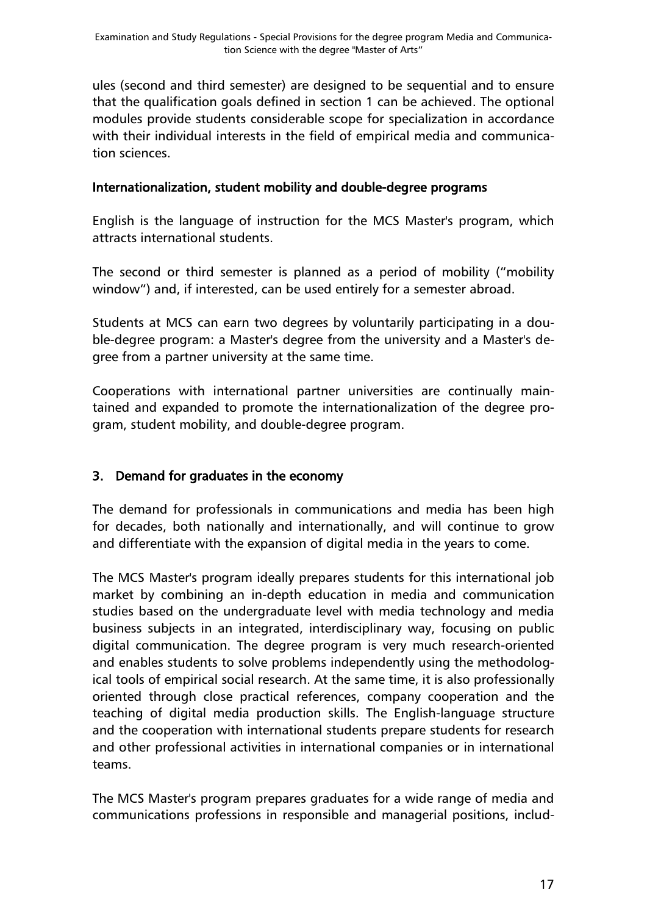ules (second and third semester) are designed to be sequential and to ensure that the qualification goals defined in section 1 can be achieved. The optional modules provide students considerable scope for specialization in accordance with their individual interests in the field of empirical media and communication sciences.

**Internationalization, student mobility and double-degree programs**

English is the language of instruction for the MCS Master's program, which attracts international students.

The second or third semester is planned as a period of mobility ("mobility window") and, if interested, can be used entirely for a semester abroad.

Students at MCS can earn two degrees by voluntarily participating in a double-degree program: a Master's degree from the university and a Master's degree from a partner university at the same time.

Cooperations with international partner universities are continually maintained and expanded to promote the internationalization of the degree program, student mobility, and double-degree program.

## 3. Demand for graduates in the economy

The demand for professionals in communications and media has been high for decades, both nationally and internationally, and will continue to grow and differentiate with the expansion of digital media in the years to come.

The MCS Master's program ideally prepares students for this international job market by combining an in-depth education in media and communication studies based on the undergraduate level with media technology and media business subjects in an integrated, interdisciplinary way, focusing on public digital communication. The degree program is very much research-oriented and enables students to solve problems independently using the methodological tools of empirical social research. At the same time, it is also professionally oriented through close practical references, company cooperation and the teaching of digital media production skills. The English-language structure and the cooperation with international students prepare students for research and other professional activities in international companies or in international teams.

The MCS Master's program prepares graduates for a wide range of media and communications professions in responsible and managerial positions, includ-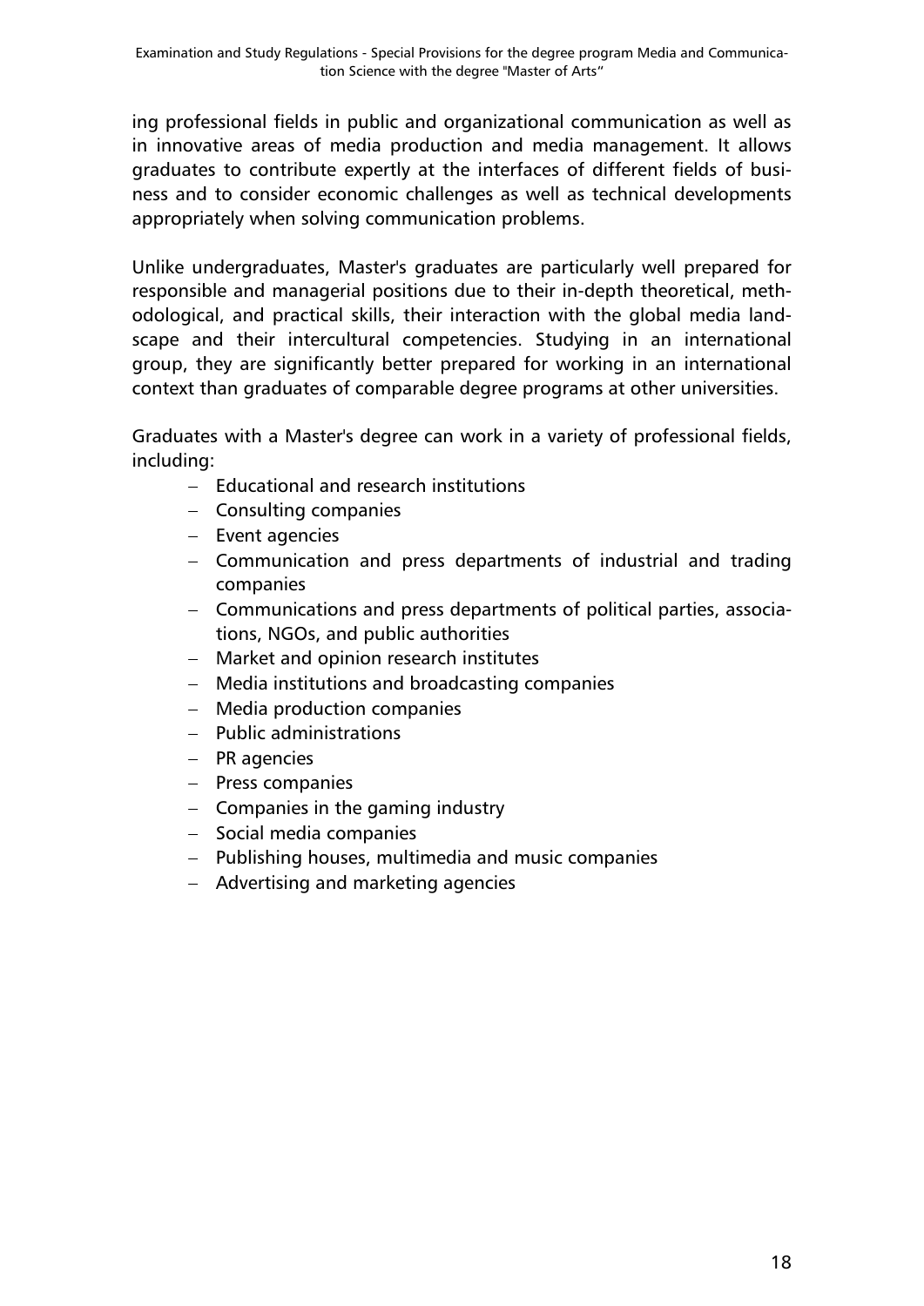ing professional fields in public and organizational communication as well as in innovative areas of media production and media management. It allows graduates to contribute expertly at the interfaces of different fields of business and to consider economic challenges as well as technical developments appropriately when solving communication problems.

Unlike undergraduates, Master's graduates are particularly well prepared for responsible and managerial positions due to their in-depth theoretical, methodological, and practical skills, their interaction with the global media landscape and their intercultural competencies. Studying in an international group, they are significantly better prepared for working in an international context than graduates of comparable degree programs at other universities.

Graduates with a Master's degree can work in a variety of professional fields, including:

- Educational and research institutions
- Consulting companies
- Event agencies
- Communication and press departments of industrial and trading companies
- Communications and press departments of political parties, associations, NGOs, and public authorities
- Market and opinion research institutes
- Media institutions and broadcasting companies
- Media production companies
- Public administrations
- PR agencies
- Press companies
- Companies in the gaming industry
- Social media companies
- Publishing houses, multimedia and music companies
- Advertising and marketing agencies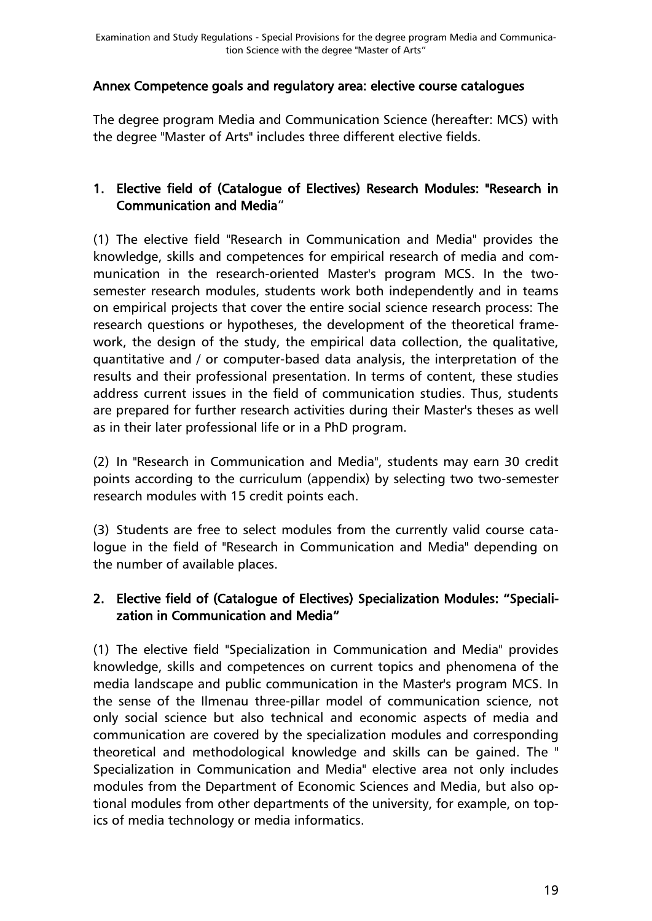## Annex Competence goals and regulatory area: elective course catalogues

The degree program Media and Communication Science (hereafter: MCS) with the degree "Master of Arts" includes three different elective fields.

### 1. Elective field of (Catalogue of Electives) Research Modules: "Research in Communication and Media"

(1) The elective field "Research in Communication and Media" provides the knowledge, skills and competences for empirical research of media and communication in the research-oriented Master's program MCS. In the two-semester research modules, students work both independently and in teams on empirical projects that cover the entire social science research process: The research questions or hypotheses, the development of the theoretical framework, the design of the study, the empirical data collection, the qualitative, quantitative and / or computer-based data analysis, the interpretation of the results and their professional presentation. In terms of content, these studies address current issues in the field of communication studies. Thus, students are prepared for further research activities during their Master's theses as well as in their later professional life or in a PhD program.

(2) In "Research in Communication and Media", students may earn 30 credit points according to the curriculum (appendix) by selecting two two-semester research modules with 15 credit points each.

(3) Students are free to select modules from the currently valid course catalogue in the field of "Research in Communication and Media" depending on the number of available places.

### 2. Elective field of (Catalogue of Electives) Specialization Modules: "Specialization in Communication and Media"

(1) The elective field "Specialization in Communication and Media" provides knowledge, skills and competences on current topics and phenomena of the media landscape and public communication in the Master's program MCS. In the sense of the Ilmenau three-pillar model of communication science, not only social science but also technical and economic aspects of media and communication are covered by the specialization modules and corresponding theoretical and methodological knowledge and skills can be gained. The " Specialization in Communication and Media" elective area not only includes modules from the Department of Economic Sciences and Media, but also optional modules from other departments of the university, for example, on topics of media technology or media informatics.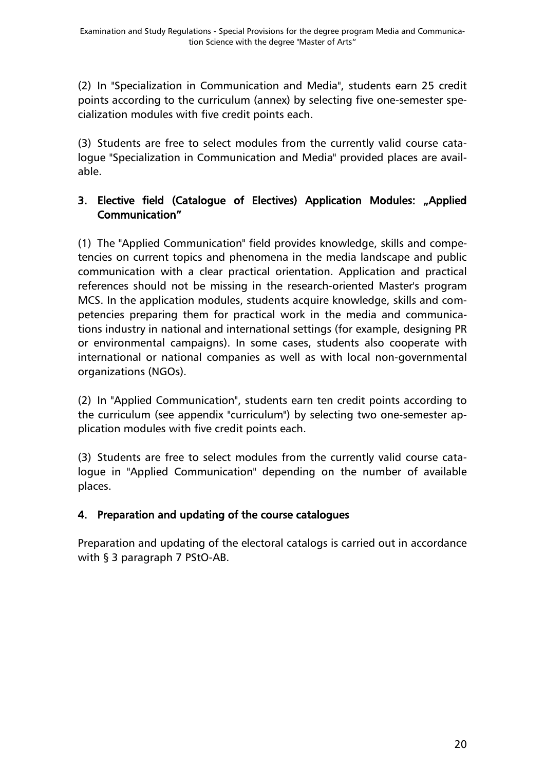(2) In "Specialization in Communication and Media", students earn 25 credit points according to the curriculum (annex) by selecting five one-semester specialization modules with five credit points each.

(3) Students are free to select modules from the currently valid course catalogue "Specialization in Communication and Media" provided places are available.

## 3. Elective field (Catalogue of Electives) Application Modules: „Applied Communication"

(1) The "Applied Communication" field provides knowledge, skills and competencies on current topics and phenomena in the media landscape and public communication with a clear practical orientation. Application and practical references should not be missing in the research-oriented Master's program MCS. In the application modules, students acquire knowledge, skills and competencies preparing them for practical work in the media and communications industry in national and international settings (for example, designing PR or environmental campaigns). In some cases, students also cooperate with international or national companies as well as with local non-governmental organizations (NGOs).

(2) In "Applied Communication", students earn ten credit points according to the curriculum (see appendix "curriculum") by selecting two one-semester application modules with five credit points each.

(3) Students are free to select modules from the currently valid course catalogue in "Applied Communication" depending on the number of available places.

## 4. Preparation and updating of the course catalogues

Preparation and updating of the electoral catalogs is carried out in accordance with § 3 paragraph 7 PStO-AB.